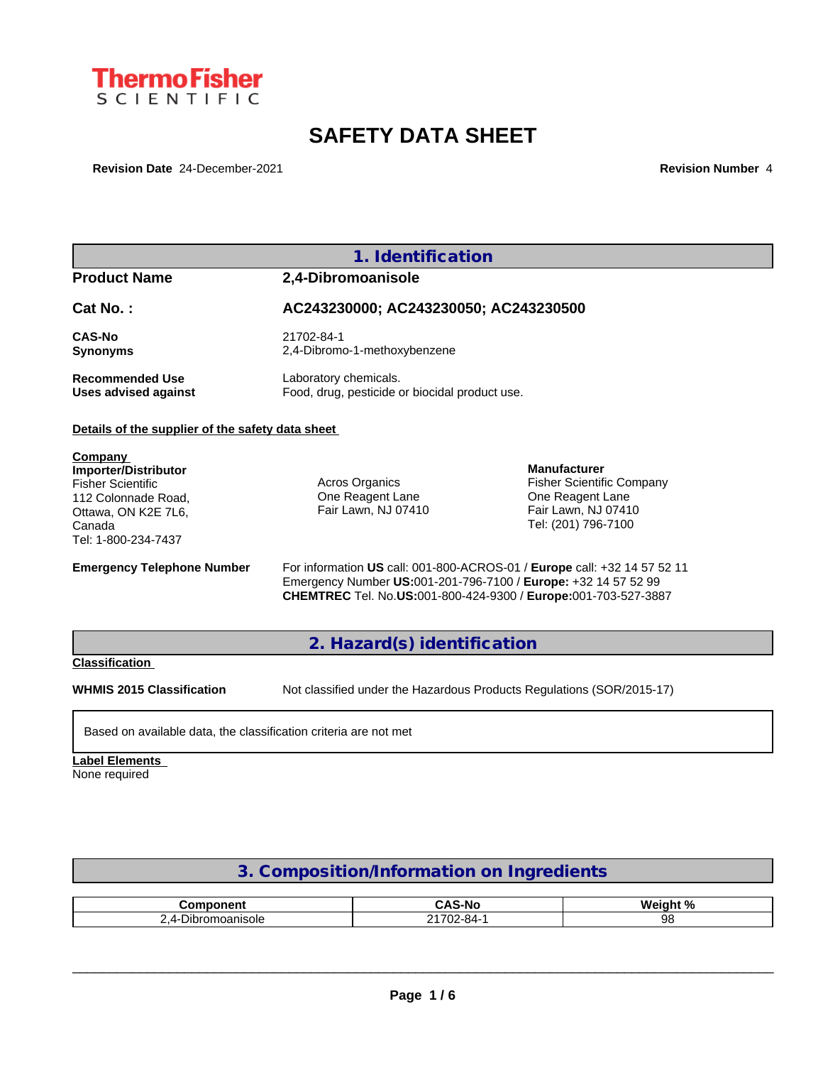ThermoFisher SCIENTIFIC

# SAFETY DATA SHEET

**Revision Date** 24-December-2021 **Revision Number** 4

## 1. Identification

**Product Name** **2,4-Dibromoanisole**

**Cat No. :** **AC243230000; AC243230050; AC243230500**

**CAS-No** 21702-84-1
**Synonyms** 2,4-Dibromo-1-methoxybenzene

**Recommended Use** Laboratory chemicals.
**Uses advised against** Food, drug, pesticide or biocidal product use.

**Details of the supplier of the safety data sheet**

**Company**
**Importer/Distributor**
Fisher Scientific
112 Colonnade Road,
Ottawa, ON K2E 7L6,
Canada
Tel: 1-800-234-7437

Acros Organics
One Reagent Lane
Fair Lawn, NJ 07410

**Manufacturer**
Fisher Scientific Company
One Reagent Lane
Fair Lawn, NJ 07410
Tel: (201) 796-7100

**Emergency Telephone Number** For information **US** call: 001-800-ACROS-01 / **Europe** call: +32 14 57 52 11
Emergency Number **US:**001-201-796-7100 / **Europe:** +32 14 57 52 99
**CHEMTREC** Tel. No.**US:**001-800-424-9300 / **Europe:**001-703-527-3887

## 2. Hazard(s) identification

**Classification**

**WHMIS 2015 Classification** Not classified under the Hazardous Products Regulations (SOR/2015-17)

Based on available data, the classification criteria are not met

**Label Elements**
None required

## 3. Composition/Information on Ingredients

| Component | CAS-No | Weight % |
|---|---|---|
| 2,4-Dibromoanisole | 21702-84-1 | 98 |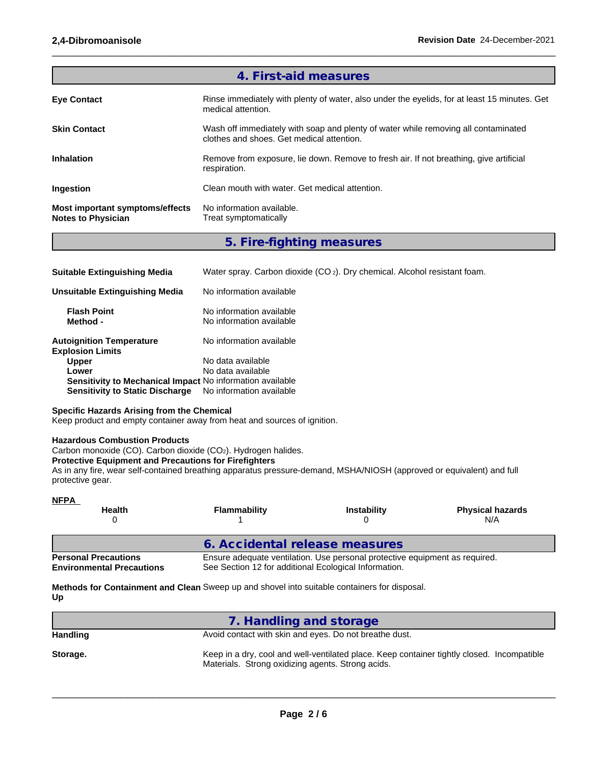## 4. First-aid measures

**Eye Contact**
Rinse immediately with plenty of water, also under the eyelids, for at least 15 minutes. Get medical attention.

**Skin Contact**
Wash off immediately with soap and plenty of water while removing all contaminated clothes and shoes. Get medical attention.

**Inhalation**
Remove from exposure, lie down. Remove to fresh air. If not breathing, give artificial respiration.

**Ingestion**
Clean mouth with water. Get medical attention.

**Most important symptoms/effects** No information available.
**Notes to Physician** Treat symptomatically

## 5. Fire-fighting measures

**Suitable Extinguishing Media** Water spray. Carbon dioxide ($CO_2$). Dry chemical. Alcohol resistant foam.

**Unsuitable Extinguishing Media** No information available

**Flash Point** No information available
**Method -** No information available

**Autoignition Temperature** No information available
**Explosion Limits**
**Upper** No data available
**Lower** No data available
**Sensitivity to Mechanical Impact** No information available
**Sensitivity to Static Discharge** No information available

**Specific Hazards Arising from the Chemical**
Keep product and empty container away from heat and sources of ignition.

**Hazardous Combustion Products**
Carbon monoxide (CO). Carbon dioxide ($CO_2$). Hydrogen halides.
**Protective Equipment and Precautions for Firefighters**
As in any fire, wear self-contained breathing apparatus pressure-demand, MSHA/NIOSH (approved or equivalent) and full protective gear.

**NFPA**

| Health | Flammability | Instability | Physical hazards |
|---|---|---|---|
| 0 | 1 | 0 | N/A |

## 6. Accidental release measures

**Personal Precautions** Ensure adequate ventilation. Use personal protective equipment as required.
**Environmental Precautions** See Section 12 for additional Ecological Information.

**Methods for Containment and Clean Up** Sweep up and shovel into suitable containers for disposal.

## 7. Handling and storage

**Handling** Avoid contact with skin and eyes. Do not breathe dust.

**Storage.** Keep in a dry, cool and well-ventilated place. Keep container tightly closed. Incompatible Materials. Strong oxidizing agents. Strong acids.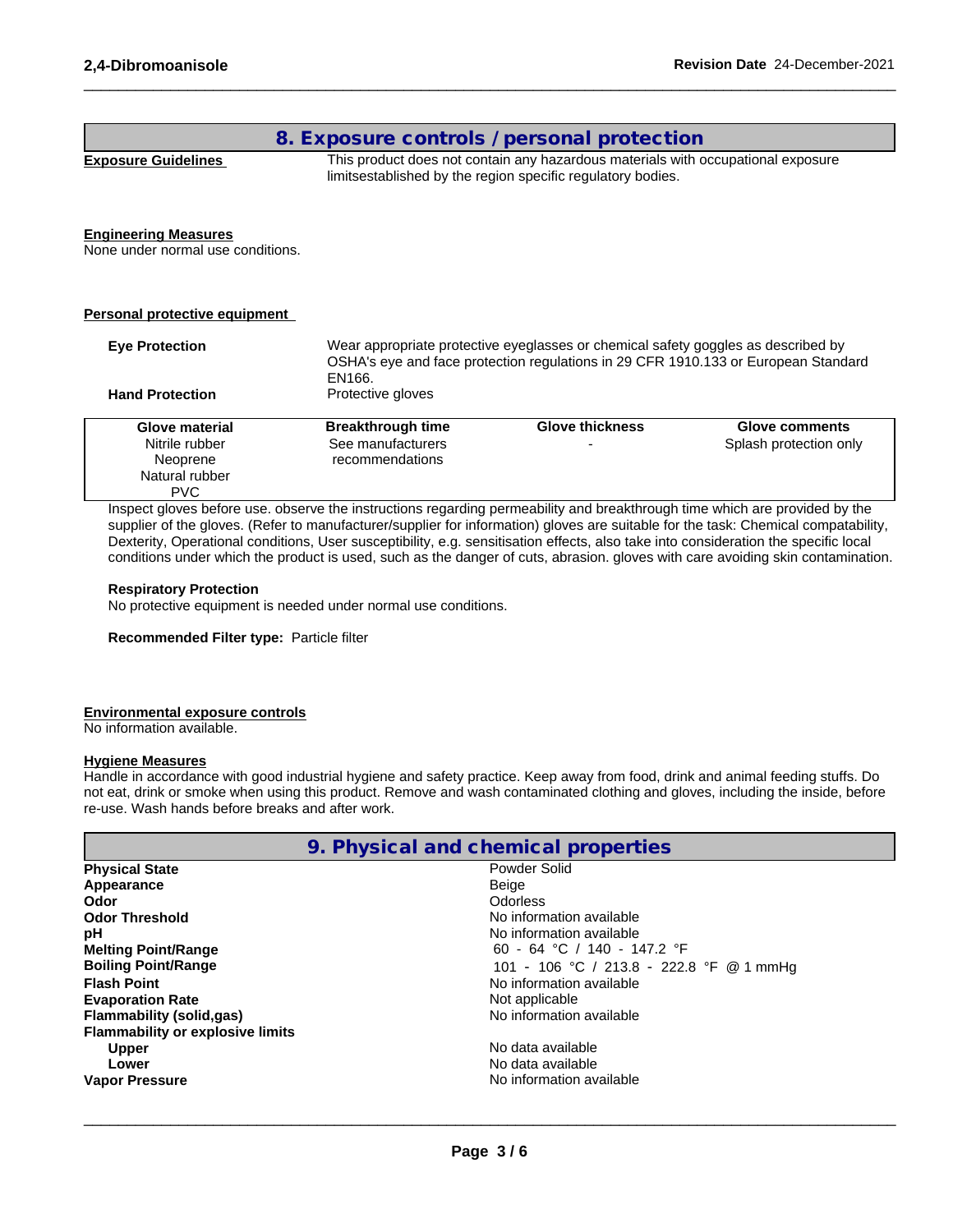## 8. Exposure controls / personal protection

**Exposure Guidelines**
This product does not contain any hazardous materials with occupational exposure limitsestablished by the region specific regulatory bodies.

**Engineering Measures**
None under normal use conditions.

**Personal protective equipment**

**Eye Protection**
Wear appropriate protective eyeglasses or chemical safety goggles as described by OSHA's eye and face protection regulations in 29 CFR 1910.133 or European Standard EN166.

**Hand Protection**
Protective gloves

| Glove material | Breakthrough time | Glove thickness | Glove comments |
|---|---|---|---|
| Nitrile rubber<br>Neoprene<br>Natural rubber<br>PVC | See manufacturers recommendations | - | Splash protection only |

Inspect gloves before use. observe the instructions regarding permeability and breakthrough time which are provided by the supplier of the gloves. (Refer to manufacturer/supplier for information) gloves are suitable for the task: Chemical compatability, Dexterity, Operational conditions, User susceptibility, e.g. sensitisation effects, also take into consideration the specific local conditions under which the product is used, such as the danger of cuts, abrasion. gloves with care avoiding skin contamination.

**Respiratory Protection**
No protective equipment is needed under normal use conditions.

**Recommended Filter type:** Particle filter

**Environmental exposure controls**
No information available.

**Hygiene Measures**
Handle in accordance with good industrial hygiene and safety practice. Keep away from food, drink and animal feeding stuffs. Do not eat, drink or smoke when using this product. Remove and wash contaminated clothing and gloves, including the inside, before re-use. Wash hands before breaks and after work.

## 9. Physical and chemical properties

| | |
|---|---|
| **Physical State** | Powder Solid |
| **Appearance** | Beige |
| **Odor** | Odorless |
| **Odor Threshold** | No information available |
| **pH** | No information available |
| **Melting Point/Range** | 60 - 64 °C / 140 - 147.2 °F |
| **Boiling Point/Range** | 101 - 106 °C / 213.8 - 222.8 °F @ 1 mmHg |
| **Flash Point** | No information available |
| **Evaporation Rate** | Not applicable |
| **Flammability (solid,gas)** | No information available |
| **Flammability or explosive limits** | |
| **Upper** | No data available |
| **Lower** | No data available |
| **Vapor Pressure** | No information available |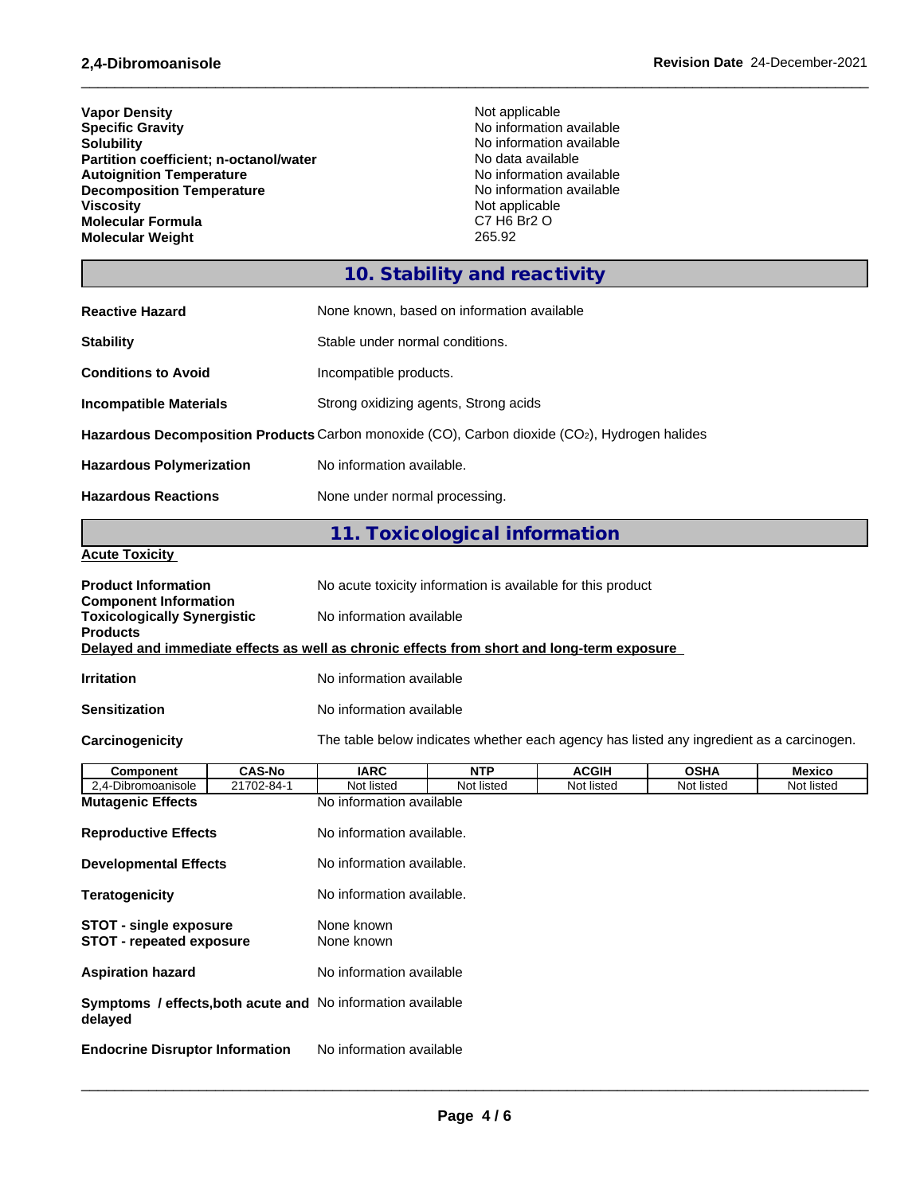| | |
|---|---|
| **Vapor Density** | Not applicable |
| **Specific Gravity** | No information available |
| **Solubility** | No information available |
| **Partition coefficient; n-octanol/water** | No data available |
| **Autoignition Temperature** | No information available |
| **Decomposition Temperature** | No information available |
| **Viscosity** | Not applicable |
| **Molecular Formula** | C7 H6 Br2 O |
| **Molecular Weight** | 265.92 |

## 10. Stability and reactivity

**Reactive Hazard** None known, based on information available

**Stability** Stable under normal conditions.

**Conditions to Avoid** Incompatible products.

**Incompatible Materials** Strong oxidizing agents, Strong acids

**Hazardous Decomposition Products** Carbon monoxide (CO), Carbon dioxide ($CO_2$), Hydrogen halides

**Hazardous Polymerization** No information available.

**Hazardous Reactions** None under normal processing.

## 11. Toxicological information

**Acute Toxicity**

**Product Information** No acute toxicity information is available for this product

**Component Information**

**Toxicologically Synergistic Products** No information available

**Delayed and immediate effects as well as chronic effects from short and long-term exposure**

**Irritation** No information available

**Sensitization** No information available

**Carcinogenicity** The table below indicates whether each agency has listed any ingredient as a carcinogen.

| Component | CAS-No | IARC | NTP | ACGIH | OSHA | Mexico |
|---|---|---|---|---|---|---|
| 2,4-Dibromoanisole | 21702-84-1 | Not listed | Not listed | Not listed | Not listed | Not listed |

**Mutagenic Effects** No information available

**Reproductive Effects** No information available.

**Developmental Effects** No information available.

**Teratogenicity** No information available.

**STOT - single exposure** None known

**STOT - repeated exposure** None known

**Aspiration hazard** No information available

**Symptoms / effects,both acute and delayed** No information available

**Endocrine Disruptor Information** No information available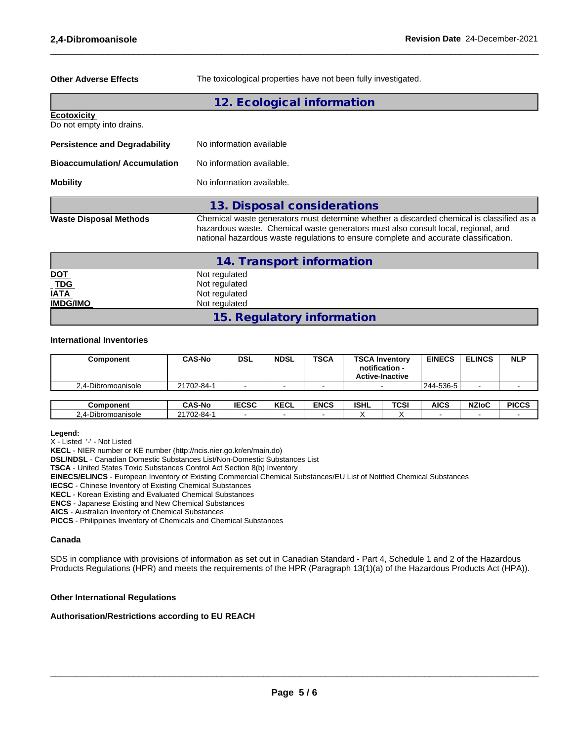**Other Adverse Effects** The toxicological properties have not been fully investigated.

## 12. Ecological information

**Ecotoxicity**
Do not empty into drains.

**Persistence and Degradability** No information available

**Bioaccumulation/ Accumulation** No information available.

**Mobility** No information available.

## 13. Disposal considerations

**Waste Disposal Methods** Chemical waste generators must determine whether a discarded chemical is classified as a hazardous waste. Chemical waste generators must also consult local, regional, and national hazardous waste regulations to ensure complete and accurate classification.

## 14. Transport information

**DOT** Not regulated
**TDG** Not regulated
**IATA** Not regulated
**IMDG/IMO** Not regulated

## 15. Regulatory information

**International Inventories**

| Component | CAS-No | DSL | NDSL | TSCA | TSCA Inventory notification - Active-Inactive | EINECS | ELINCS | NLP |
|---|---|---|---|---|---|---|---|---|
| 2,4-Dibromoanisole | 21702-84-1 | - | - | - | - | 244-536-5 | - | - |

| Component | CAS-No | IECSC | KECL | ENCS | ISHL | TCSI | AICS | NZIoC | PICCS |
|---|---|---|---|---|---|---|---|---|---|
| 2,4-Dibromoanisole | 21702-84-1 | - | - | - | X | X | - | - | - |

**Legend:**
X - Listed '-' - Not Listed
**KECL** - NIER number or KE number (http://ncis.nier.go.kr/en/main.do)
**DSL/NDSL** - Canadian Domestic Substances List/Non-Domestic Substances List
**TSCA** - United States Toxic Substances Control Act Section 8(b) Inventory
**EINECS/ELINCS** - European Inventory of Existing Commercial Chemical Substances/EU List of Notified Chemical Substances
**IECSC** - Chinese Inventory of Existing Chemical Substances
**KECL** - Korean Existing and Evaluated Chemical Substances
**ENCS** - Japanese Existing and New Chemical Substances
**AICS** - Australian Inventory of Chemical Substances
**PICCS** - Philippines Inventory of Chemicals and Chemical Substances

**Canada**

SDS in compliance with provisions of information as set out in Canadian Standard - Part 4, Schedule 1 and 2 of the Hazardous Products Regulations (HPR) and meets the requirements of the HPR (Paragraph 13(1)(a) of the Hazardous Products Act (HPA)).

**Other International Regulations**

**Authorisation/Restrictions according to EU REACH**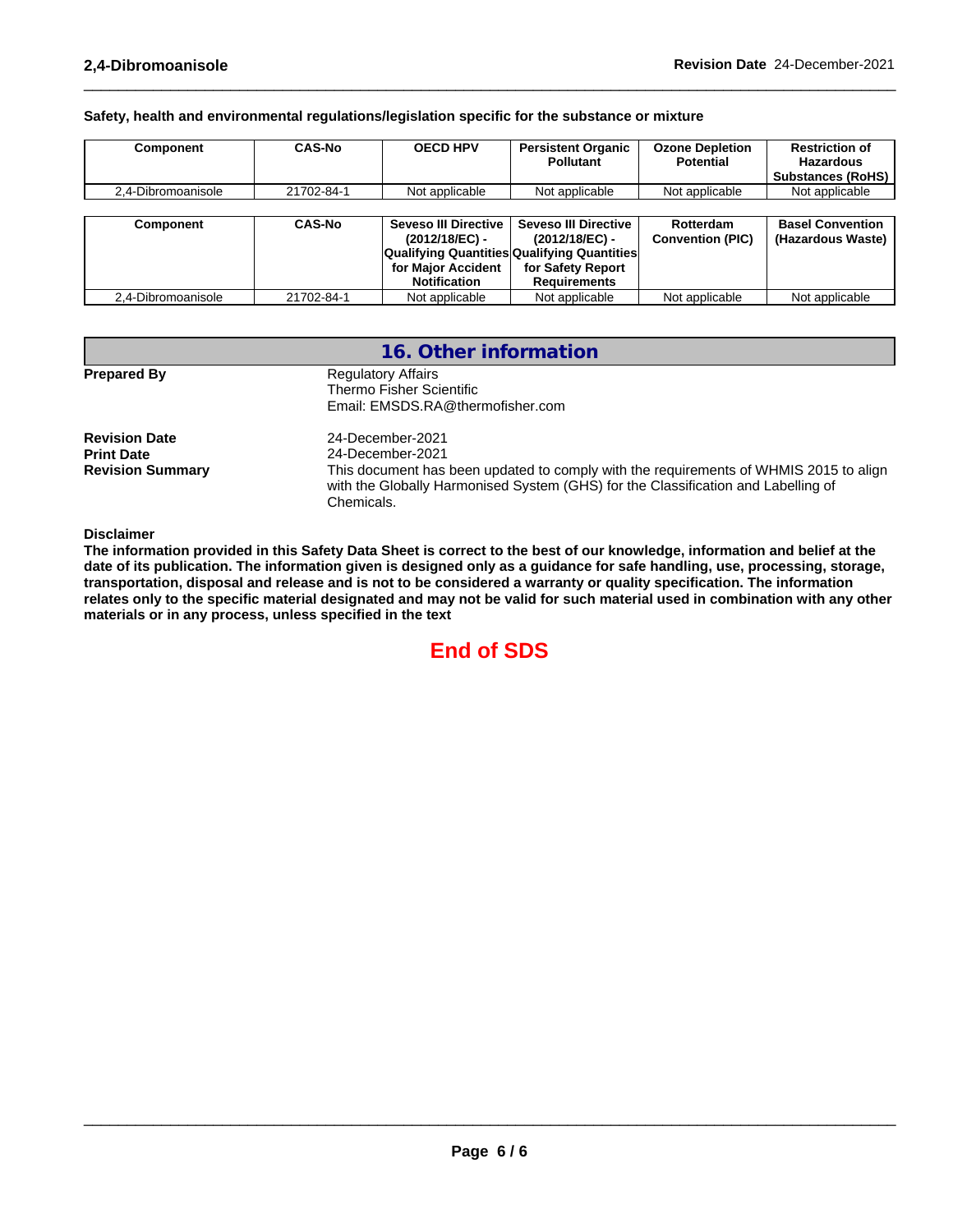**Safety, health and environmental regulations/legislation specific for the substance or mixture**

| Component | CAS-No | OECD HPV | Persistent Organic Pollutant | Ozone Depletion Potential | Restriction of Hazardous Substances (RoHS) |
|---|---|---|---|---|---|
| 2,4-Dibromoanisole | 21702-84-1 | Not applicable | Not applicable | Not applicable | Not applicable |

| Component | CAS-No | Seveso III Directive (2012/18/EC) - Qualifying Quantities for Major Accident Notification | Seveso III Directive (2012/18/EC) - Qualifying Quantities for Safety Report Requirements | Rotterdam Convention (PIC) | Basel Convention (Hazardous Waste) |
|---|---|---|---|---|---|
| 2,4-Dibromoanisole | 21702-84-1 | Not applicable | Not applicable | Not applicable | Not applicable |

## 16. Other information

**Prepared By**
Regulatory Affairs
Thermo Fisher Scientific
Email: EMSDS.RA@thermofisher.com

**Revision Date** 24-December-2021
**Print Date** 24-December-2021
**Revision Summary** This document has been updated to comply with the requirements of WHMIS 2015 to align with the Globally Harmonised System (GHS) for the Classification and Labelling of Chemicals.

**Disclaimer**
**The information provided in this Safety Data Sheet is correct to the best of our knowledge, information and belief at the date of its publication. The information given is designed only as a guidance for safe handling, use, processing, storage, transportation, disposal and release and is not to be considered a warranty or quality specification. The information relates only to the specific material designated and may not be valid for such material used in combination with any other materials or in any process, unless specified in the text**

**End of SDS**